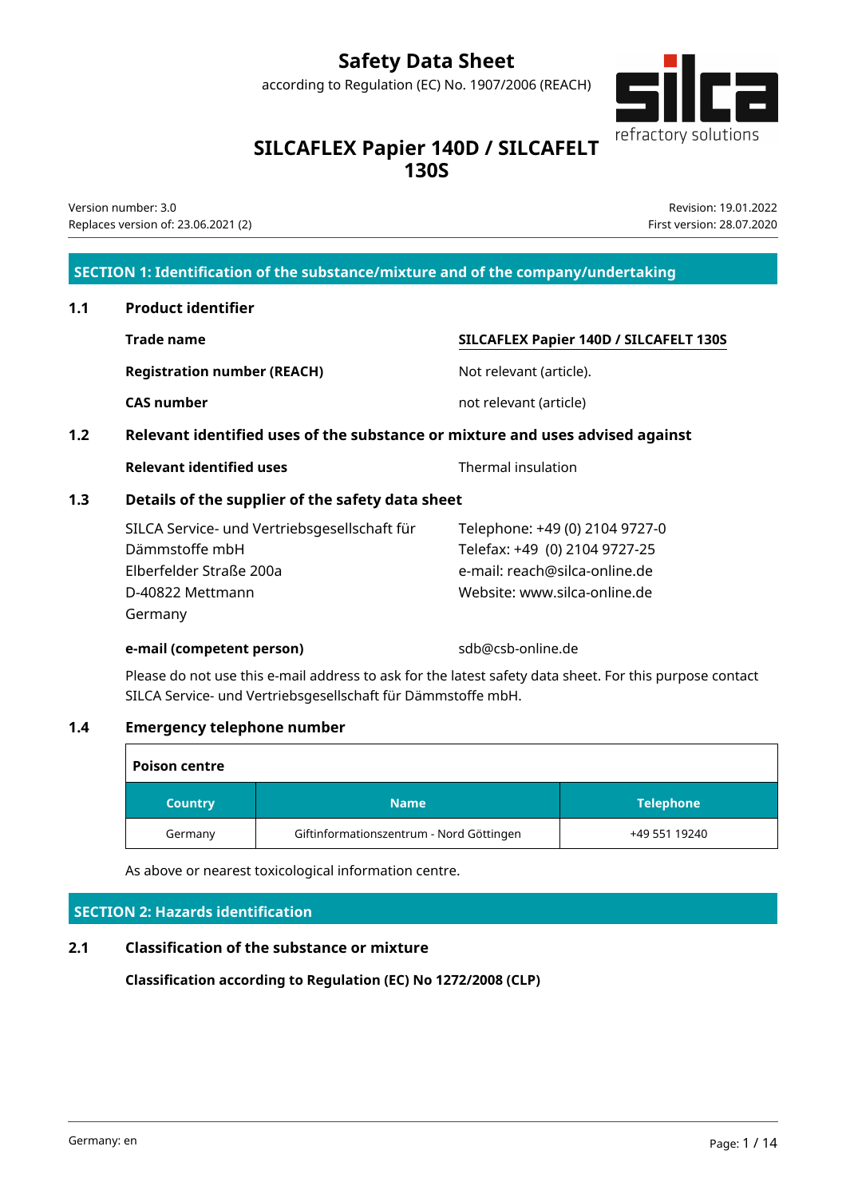# Safety Data Sheet

according to Regulation (EC) No. 1907/2006 (REACH)

## SILCAFLEX Papier 140D / SILCAFELT 130S

Version number: 3.0
Replaces version of: 23.06.2021 (2)

Revision: 19.01.2022
First version: 28.07.2020

## SECTION 1: Identification of the substance/mixture and of the company/undertaking

### 1.1 Product identifier

**Trade name** SILCAFLEX Papier 140D / SILCAFELT 130S

**Registration number (REACH)** Not relevant (article).

**CAS number** not relevant (article)

### 1.2 Relevant identified uses of the substance or mixture and uses advised against

**Relevant identified uses** Thermal insulation

### 1.3 Details of the supplier of the safety data sheet

SILCA Service- und Vertriebsgesellschaft für Dämmstoffe mbH
Elberfelder Straße 200a
D-40822 Mettmann
Germany

Telephone: +49 (0) 2104 9727-0
Telefax: +49 (0) 2104 9727-25
e-mail: reach@silca-online.de
Website: www.silca-online.de

**e-mail (competent person)** sdb@csb-online.de

Please do not use this e-mail address to ask for the latest safety data sheet. For this purpose contact SILCA Service- und Vertriebsgesellschaft für Dämmstoffe mbH.

### 1.4 Emergency telephone number

**Poison centre**

| Country | Name | Telephone |
|---|---|---|
| Germany | Giftinformationszentrum - Nord Göttingen | +49 551 19240 |

As above or nearest toxicological information centre.

## SECTION 2: Hazards identification

### 2.1 Classification of the substance or mixture

**Classification according to Regulation (EC) No 1272/2008 (CLP)**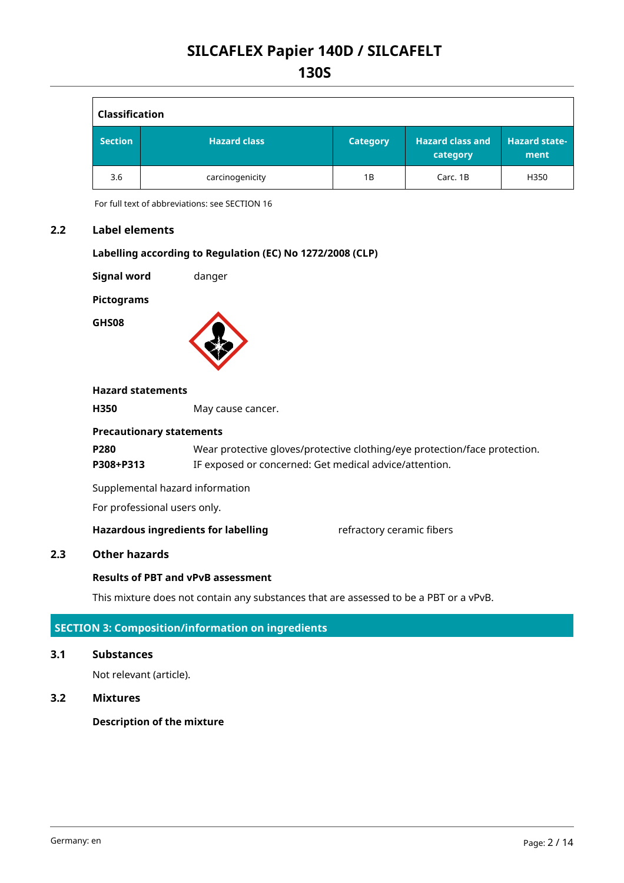| Classification | | | | |
|---|---|---|---|---|
| **Section** | **Hazard class** | **Category** | **Hazard class and category** | **Hazard statement** |
| 3.6 | carcinogenicity | 1B | Carc. 1B | H350 |

For full text of abbreviations: see SECTION 16

## 2.2 Label elements

**Labelling according to Regulation (EC) No 1272/2008 (CLP)**

**Signal word** danger

**Pictograms**

**GHS08**

**Hazard statements**

**H350** May cause cancer.

**Precautionary statements**

**P280** Wear protective gloves/protective clothing/eye protection/face protection.

**P308+P313** IF exposed or concerned: Get medical advice/attention.

Supplemental hazard information

For professional users only.

**Hazardous ingredients for labelling** refractory ceramic fibers

## 2.3 Other hazards

**Results of PBT and vPvB assessment**

This mixture does not contain any substances that are assessed to be a PBT or a vPvB.

# SECTION 3: Composition/information on ingredients

## 3.1 Substances

Not relevant (article).

## 3.2 Mixtures

**Description of the mixture**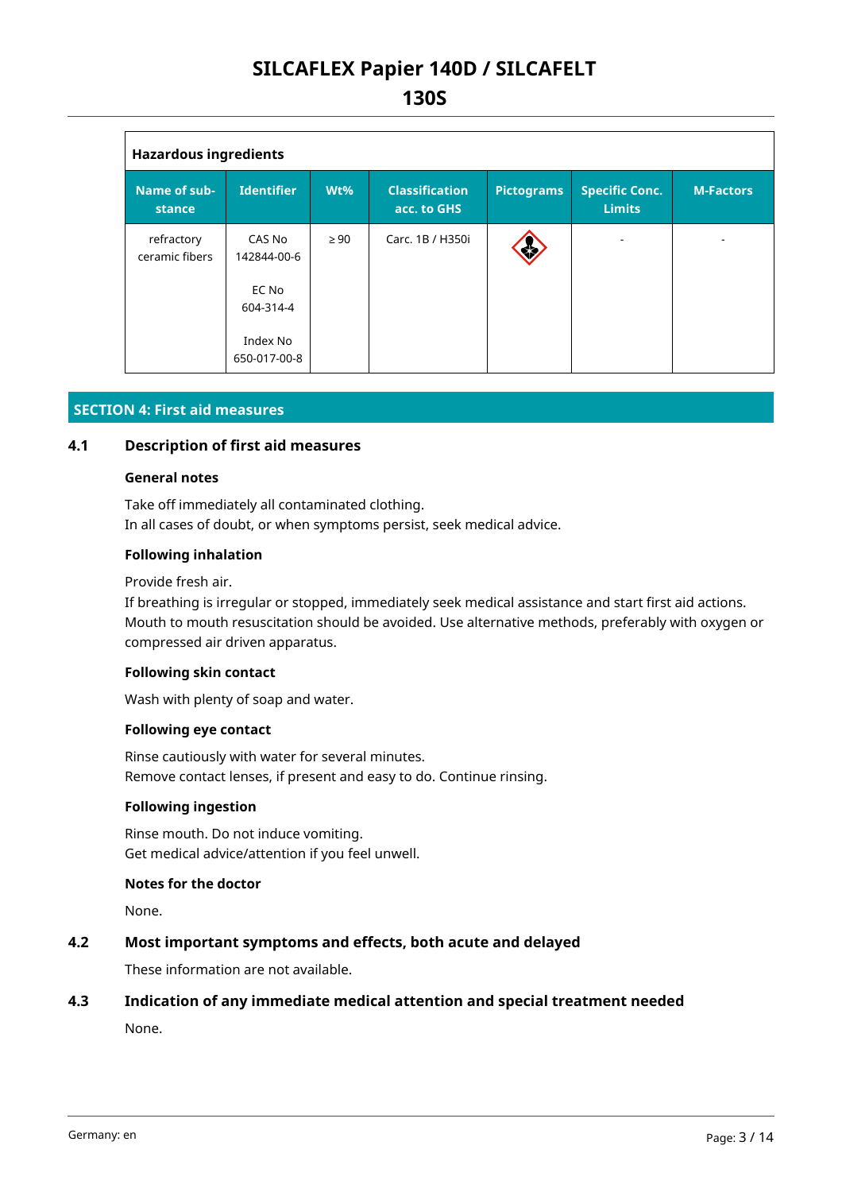| Hazardous ingredients | | | | | | |
|---|---|---|---|---|---|---|
| Name of substance | Identifier | Wt% | Classification acc. to GHS | Pictograms | Specific Conc. Limits | M-Factors |
| refractory ceramic fibers | CAS No 142844-00-6<br><br>EC No 604-314-4<br><br>Index No 650-017-00-8 | ≥ 90 | Carc. 1B / H350i | | - | - |

## SECTION 4: First aid measures

### 4.1 Description of first aid measures

**General notes**

Take off immediately all contaminated clothing.
In all cases of doubt, or when symptoms persist, seek medical advice.

**Following inhalation**

Provide fresh air.
If breathing is irregular or stopped, immediately seek medical assistance and start first aid actions. Mouth to mouth resuscitation should be avoided. Use alternative methods, preferably with oxygen or compressed air driven apparatus.

**Following skin contact**

Wash with plenty of soap and water.

**Following eye contact**

Rinse cautiously with water for several minutes.
Remove contact lenses, if present and easy to do. Continue rinsing.

**Following ingestion**

Rinse mouth. Do not induce vomiting.
Get medical advice/attention if you feel unwell.

**Notes for the doctor**

None.

### 4.2 Most important symptoms and effects, both acute and delayed

These information are not available.

### 4.3 Indication of any immediate medical attention and special treatment needed

None.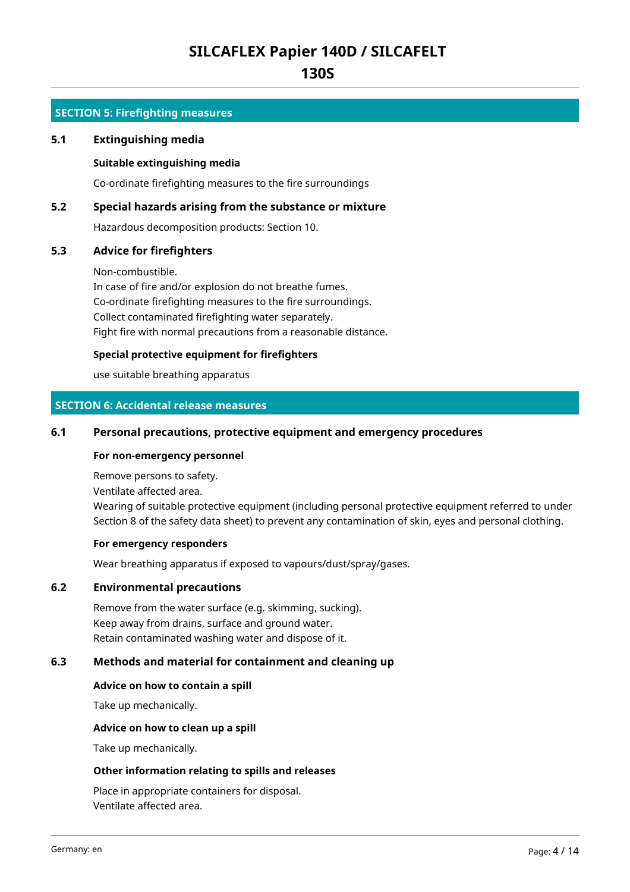## SECTION 5: Firefighting measures

### 5.1 Extinguishing media

**Suitable extinguishing media**

Co-ordinate firefighting measures to the fire surroundings

### 5.2 Special hazards arising from the substance or mixture

Hazardous decomposition products: Section 10.

### 5.3 Advice for firefighters

Non-combustible.
In case of fire and/or explosion do not breathe fumes.
Co-ordinate firefighting measures to the fire surroundings.
Collect contaminated firefighting water separately.
Fight fire with normal precautions from a reasonable distance.

**Special protective equipment for firefighters**

use suitable breathing apparatus

## SECTION 6: Accidental release measures

### 6.1 Personal precautions, protective equipment and emergency procedures

**For non-emergency personnel**

Remove persons to safety.
Ventilate affected area.
Wearing of suitable protective equipment (including personal protective equipment referred to under Section 8 of the safety data sheet) to prevent any contamination of skin, eyes and personal clothing.

**For emergency responders**

Wear breathing apparatus if exposed to vapours/dust/spray/gases.

### 6.2 Environmental precautions

Remove from the water surface (e.g. skimming, sucking).
Keep away from drains, surface and ground water.
Retain contaminated washing water and dispose of it.

### 6.3 Methods and material for containment and cleaning up

**Advice on how to contain a spill**

Take up mechanically.

**Advice on how to clean up a spill**

Take up mechanically.

**Other information relating to spills and releases**

Place in appropriate containers for disposal.
Ventilate affected area.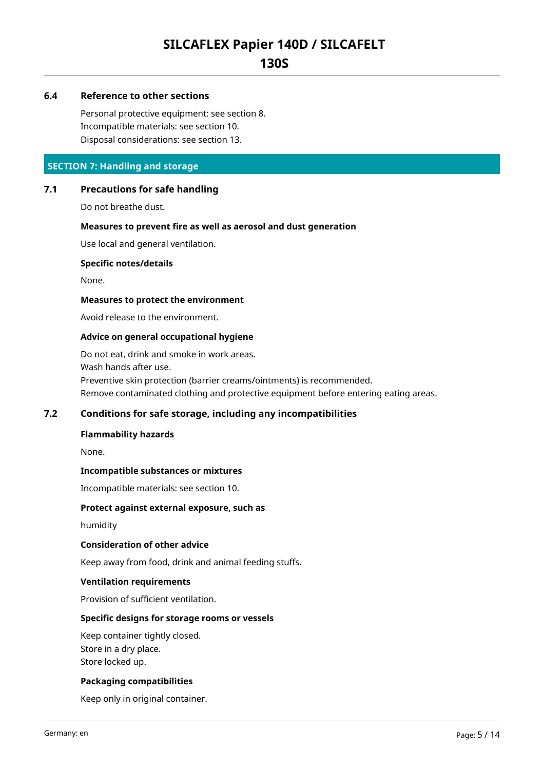### 6.4 Reference to other sections

Personal protective equipment: see section 8.
Incompatible materials: see section 10.
Disposal considerations: see section 13.

## SECTION 7: Handling and storage

### 7.1 Precautions for safe handling

Do not breathe dust.

**Measures to prevent fire as well as aerosol and dust generation**

Use local and general ventilation.

**Specific notes/details**

None.

**Measures to protect the environment**

Avoid release to the environment.

**Advice on general occupational hygiene**

Do not eat, drink and smoke in work areas.
Wash hands after use.
Preventive skin protection (barrier creams/ointments) is recommended.
Remove contaminated clothing and protective equipment before entering eating areas.

### 7.2 Conditions for safe storage, including any incompatibilities

**Flammability hazards**

None.

**Incompatible substances or mixtures**

Incompatible materials: see section 10.

**Protect against external exposure, such as**

humidity

**Consideration of other advice**

Keep away from food, drink and animal feeding stuffs.

**Ventilation requirements**

Provision of sufficient ventilation.

**Specific designs for storage rooms or vessels**

Keep container tightly closed.
Store in a dry place.
Store locked up.

**Packaging compatibilities**

Keep only in original container.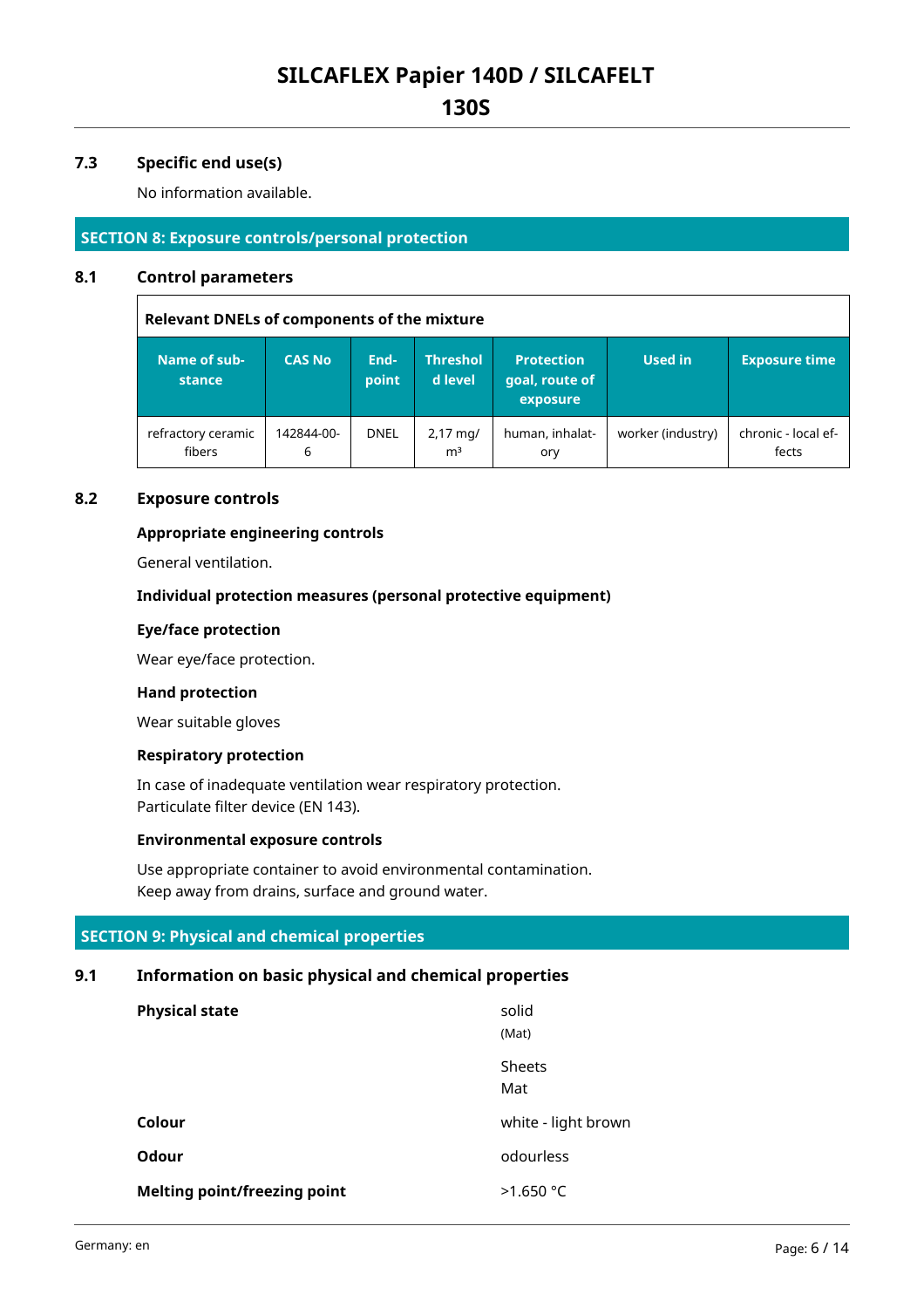### 7.3 Specific end use(s)

No information available.

## SECTION 8: Exposure controls/personal protection

### 8.1 Control parameters

| Relevant DNELs of components of the mixture | | | | | | |
|---|---|---|---|---|---|---|
| **Name of substance** | **CAS No** | **End-point** | **Threshold level** | **Protection goal, route of exposure** | **Used in** | **Exposure time** |
| refractory ceramic fibers | 142844-00-6 | DNEL | 2,17 mg/m³ | human, inhalatory | worker (industry) | chronic - local effects |

### 8.2 Exposure controls

**Appropriate engineering controls**

General ventilation.

**Individual protection measures (personal protective equipment)**

**Eye/face protection**

Wear eye/face protection.

**Hand protection**

Wear suitable gloves

**Respiratory protection**

In case of inadequate ventilation wear respiratory protection.
Particulate filter device (EN 143).

**Environmental exposure controls**

Use appropriate container to avoid environmental contamination.
Keep away from drains, surface and ground water.

## SECTION 9: Physical and chemical properties

### 9.1 Information on basic physical and chemical properties

| | |
|---|---|
| **Physical state** | solid<br>(Mat)<br><br>Sheets<br>Mat |
| **Colour** | white - light brown |
| **Odour** | odourless |
| **Melting point/freezing point** | >1.650 °C |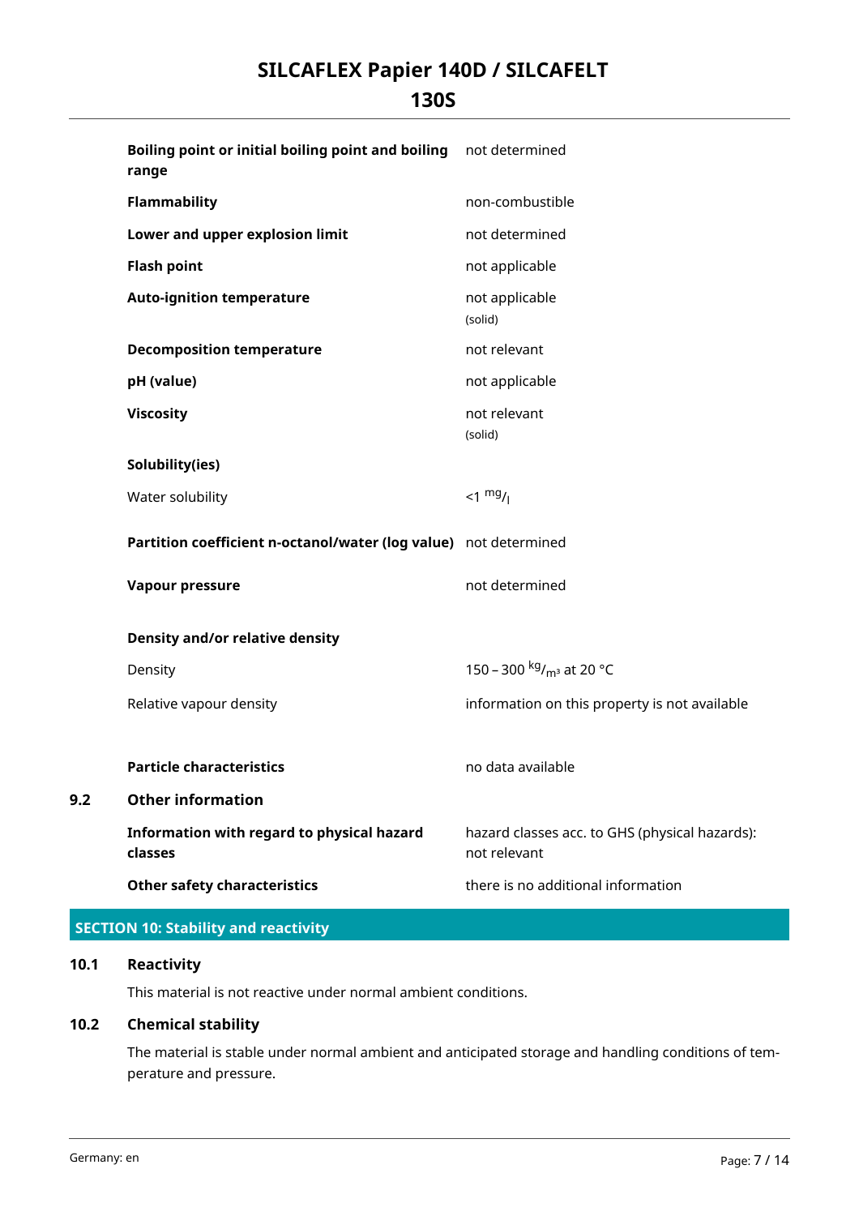| | |
|---|---|
| **Boiling point or initial boiling point and boiling range** | not determined |
| **Flammability** | non-combustible |
| **Lower and upper explosion limit** | not determined |
| **Flash point** | not applicable |
| **Auto-ignition temperature** | not applicable (solid) |
| **Decomposition temperature** | not relevant |
| **pH (value)** | not applicable |
| **Viscosity** | not relevant (solid) |
| **Solubility(ies)** | |
| Water solubility | <1 $^{mg}/_{l}$ |
| **Partition coefficient n-octanol/water (log value)** | not determined |
| **Vapour pressure** | not determined |
| **Density and/or relative density** | |
| Density | 150 – 300 $^{kg}/_{m^3}$ at 20 °C |
| Relative vapour density | information on this property is not available |
| **Particle characteristics** | no data available |

### 9.2 Other information

| | |
|---|---|
| **Information with regard to physical hazard classes** | hazard classes acc. to GHS (physical hazards): not relevant |
| **Other safety characteristics** | there is no additional information |

## SECTION 10: Stability and reactivity

### 10.1 Reactivity

This material is not reactive under normal ambient conditions.

### 10.2 Chemical stability

The material is stable under normal ambient and anticipated storage and handling conditions of temperature and pressure.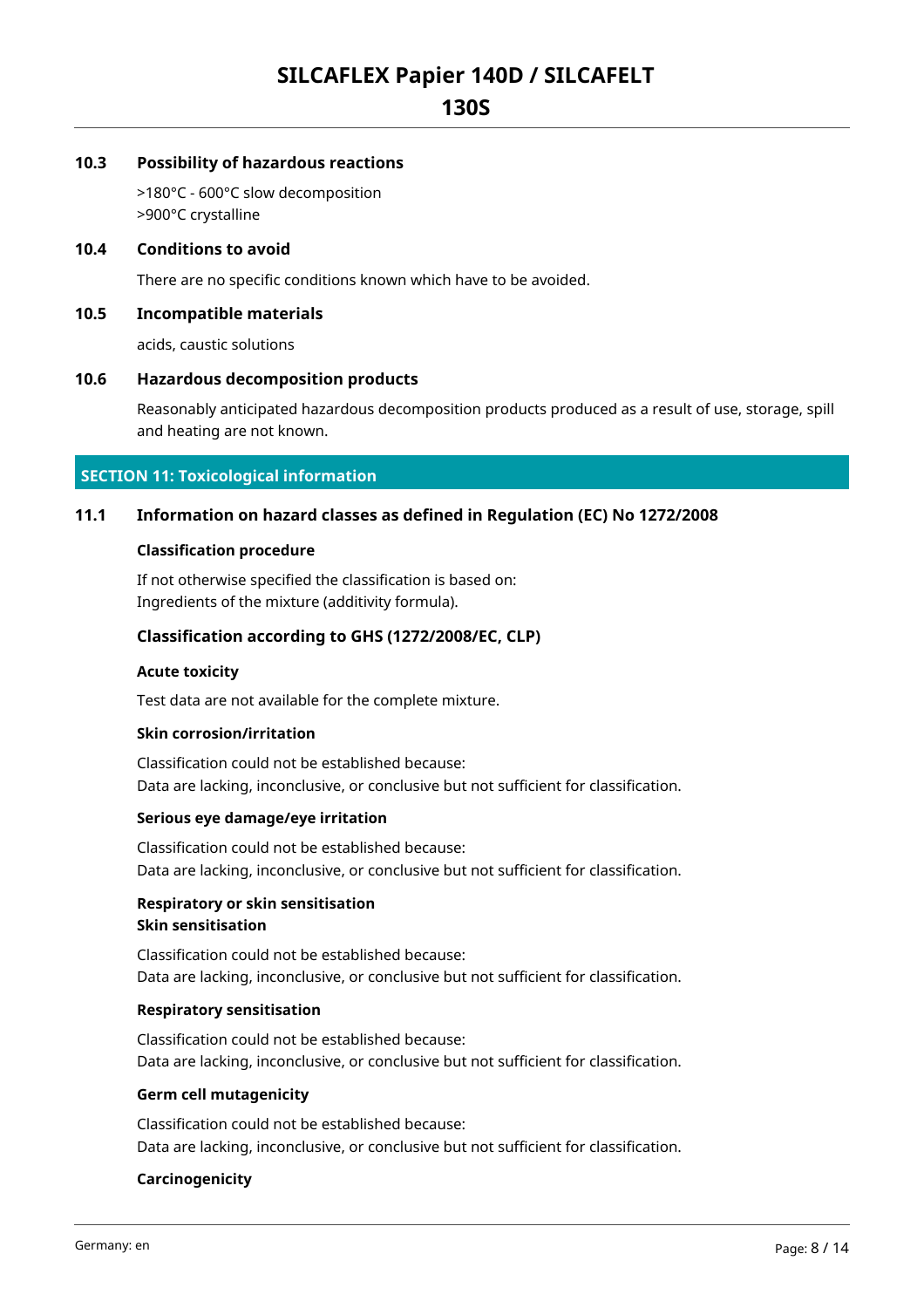### 10.3 Possibility of hazardous reactions

>180°C - 600°C slow decomposition
>900°C crystalline

### 10.4 Conditions to avoid

There are no specific conditions known which have to be avoided.

### 10.5 Incompatible materials

acids, caustic solutions

### 10.6 Hazardous decomposition products

Reasonably anticipated hazardous decomposition products produced as a result of use, storage, spill and heating are not known.

## SECTION 11: Toxicological information

### 11.1 Information on hazard classes as defined in Regulation (EC) No 1272/2008

**Classification procedure**

If not otherwise specified the classification is based on:
Ingredients of the mixture (additivity formula).

#### Classification according to GHS (1272/2008/EC, CLP)

**Acute toxicity**

Test data are not available for the complete mixture.

**Skin corrosion/irritation**

Classification could not be established because:
Data are lacking, inconclusive, or conclusive but not sufficient for classification.

**Serious eye damage/eye irritation**

Classification could not be established because:
Data are lacking, inconclusive, or conclusive but not sufficient for classification.

**Respiratory or skin sensitisation**
**Skin sensitisation**

Classification could not be established because:
Data are lacking, inconclusive, or conclusive but not sufficient for classification.

**Respiratory sensitisation**

Classification could not be established because:
Data are lacking, inconclusive, or conclusive but not sufficient for classification.

**Germ cell mutagenicity**

Classification could not be established because:
Data are lacking, inconclusive, or conclusive but not sufficient for classification.

**Carcinogenicity**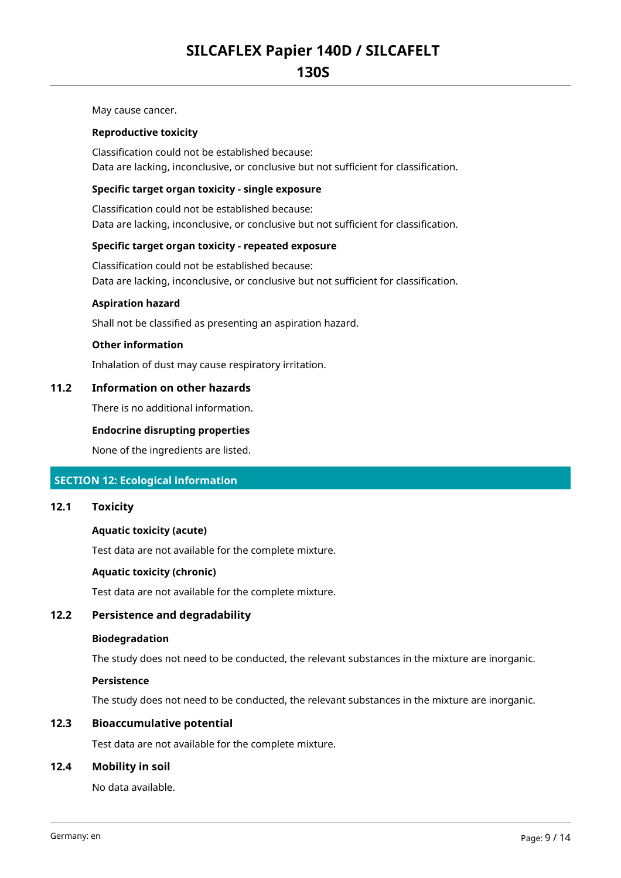May cause cancer.

**Reproductive toxicity**

Classification could not be established because:
Data are lacking, inconclusive, or conclusive but not sufficient for classification.

**Specific target organ toxicity - single exposure**

Classification could not be established because:
Data are lacking, inconclusive, or conclusive but not sufficient for classification.

**Specific target organ toxicity - repeated exposure**

Classification could not be established because:
Data are lacking, inconclusive, or conclusive but not sufficient for classification.

**Aspiration hazard**

Shall not be classified as presenting an aspiration hazard.

**Other information**

Inhalation of dust may cause respiratory irritation.

### 11.2 Information on other hazards

There is no additional information.

**Endocrine disrupting properties**

None of the ingredients are listed.

## SECTION 12: Ecological information

### 12.1 Toxicity

**Aquatic toxicity (acute)**

Test data are not available for the complete mixture.

**Aquatic toxicity (chronic)**

Test data are not available for the complete mixture.

### 12.2 Persistence and degradability

**Biodegradation**

The study does not need to be conducted, the relevant substances in the mixture are inorganic.

**Persistence**

The study does not need to be conducted, the relevant substances in the mixture are inorganic.

### 12.3 Bioaccumulative potential

Test data are not available for the complete mixture.

### 12.4 Mobility in soil

No data available.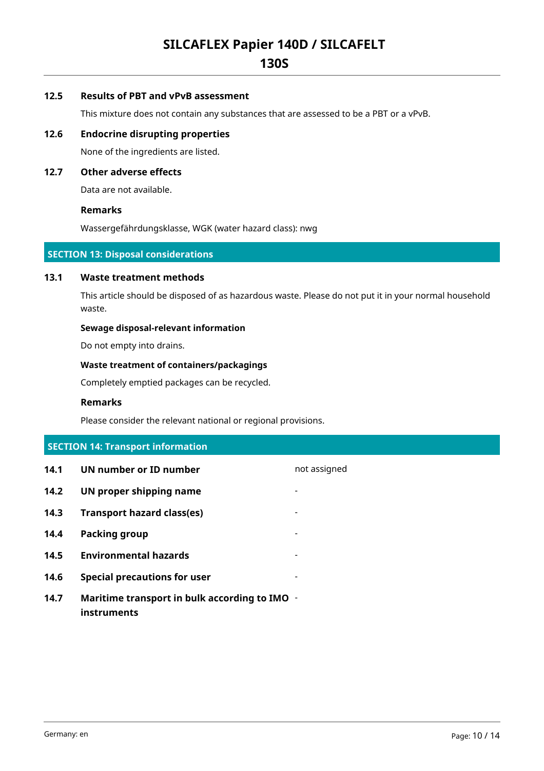### 12.5 Results of PBT and vPvB assessment

This mixture does not contain any substances that are assessed to be a PBT or a vPvB.

### 12.6 Endocrine disrupting properties

None of the ingredients are listed.

### 12.7 Other adverse effects

Data are not available.

**Remarks**

Wassergefährdungsklasse, WGK (water hazard class): nwg

## SECTION 13: Disposal considerations

### 13.1 Waste treatment methods

This article should be disposed of as hazardous waste. Please do not put it in your normal household waste.

**Sewage disposal-relevant information**

Do not empty into drains.

**Waste treatment of containers/packagings**

Completely emptied packages can be recycled.

**Remarks**

Please consider the relevant national or regional provisions.

## SECTION 14: Transport information

| | | |
|---|---|---|
| **14.1** | **UN number or ID number** | not assigned |
| **14.2** | **UN proper shipping name** | - |
| **14.3** | **Transport hazard class(es)** | - |
| **14.4** | **Packing group** | - |
| **14.5** | **Environmental hazards** | - |
| **14.6** | **Special precautions for user** | - |
| **14.7** | **Maritime transport in bulk according to IMO instruments** | - |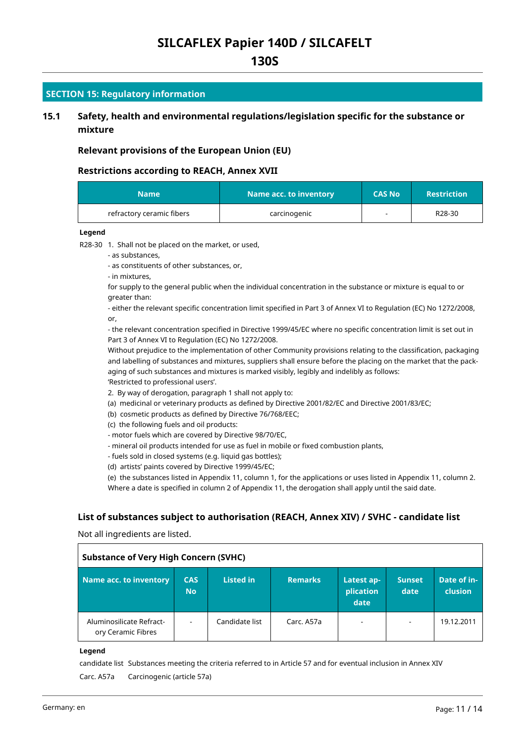## SECTION 15: Regulatory information

### 15.1 Safety, health and environmental regulations/legislation specific for the substance or mixture

#### Relevant provisions of the European Union (EU)

#### Restrictions according to REACH, Annex XVII

| Name | Name acc. to inventory | CAS No | Restriction |
|---|---|---|---|
| refractory ceramic fibers | carcinogenic | - | R28-30 |

**Legend**

R28-30 1. Shall not be placed on the market, or used,
- as substances,
- as constituents of other substances, or,
- in mixtures,

for supply to the general public when the individual concentration in the substance or mixture is equal to or greater than:
- either the relevant specific concentration limit specified in Part 3 of Annex VI to Regulation (EC) No 1272/2008, or,
- the relevant concentration specified in Directive 1999/45/EC where no specific concentration limit is set out in Part 3 of Annex VI to Regulation (EC) No 1272/2008.

Without prejudice to the implementation of other Community provisions relating to the classification, packaging and labelling of substances and mixtures, suppliers shall ensure before the placing on the market that the packaging of such substances and mixtures is marked visibly, legibly and indelibly as follows:
'Restricted to professional users'.

2. By way of derogation, paragraph 1 shall not apply to:
(a) medicinal or veterinary products as defined by Directive 2001/82/EC and Directive 2001/83/EC;
(b) cosmetic products as defined by Directive 76/768/EEC;
(c) the following fuels and oil products:
- motor fuels which are covered by Directive 98/70/EC,
- mineral oil products intended for use as fuel in mobile or fixed combustion plants,
- fuels sold in closed systems (e.g. liquid gas bottles);
(d) artists' paints covered by Directive 1999/45/EC;
(e) the substances listed in Appendix 11, column 1, for the applications or uses listed in Appendix 11, column 2. Where a date is specified in column 2 of Appendix 11, the derogation shall apply until the said date.

#### List of substances subject to authorisation (REACH, Annex XIV) / SVHC - candidate list

Not all ingredients are listed.

**Substance of Very High Concern (SVHC)**

| Name acc. to inventory | CAS No | Listed in | Remarks | Latest application date | Sunset date | Date of inclusion |
|---|---|---|---|---|---|---|
| Aluminosilicate Refractory Ceramic Fibres | - | Candidate list | Carc. A57a | - | - | 19.12.2011 |

**Legend**

candidate list Substances meeting the criteria referred to in Article 57 and for eventual inclusion in Annex XIV

Carc. A57a Carcinogenic (article 57a)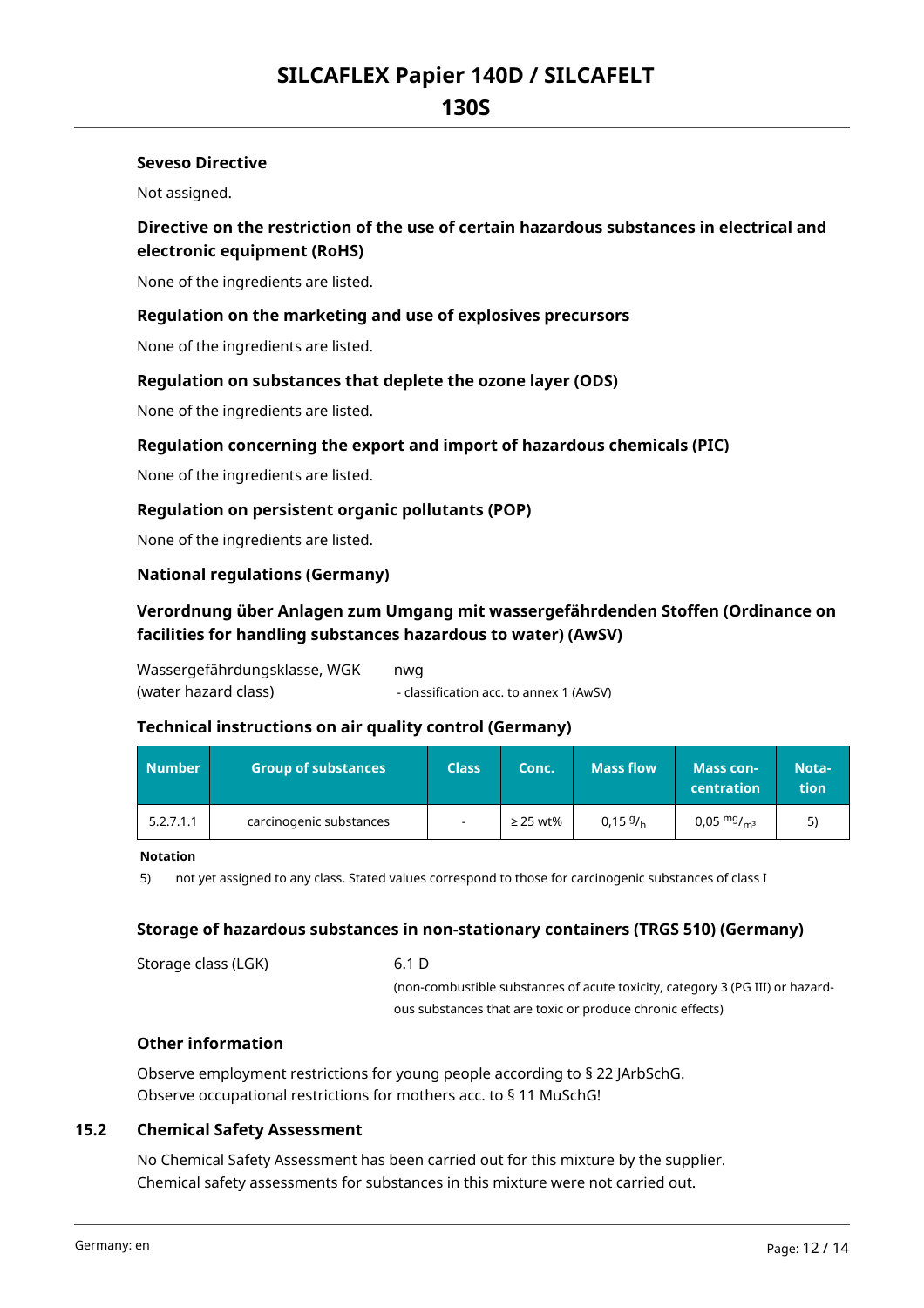#### Seveso Directive

Not assigned.

#### Directive on the restriction of the use of certain hazardous substances in electrical and electronic equipment (RoHS)

None of the ingredients are listed.

#### Regulation on the marketing and use of explosives precursors

None of the ingredients are listed.

#### Regulation on substances that deplete the ozone layer (ODS)

None of the ingredients are listed.

#### Regulation concerning the export and import of hazardous chemicals (PIC)

None of the ingredients are listed.

#### Regulation on persistent organic pollutants (POP)

None of the ingredients are listed.

#### National regulations (Germany)

#### Verordnung über Anlagen zum Umgang mit wassergefährdenden Stoffen (Ordinance on facilities for handling substances hazardous to water) (AwSV)

Wassergefährdungsklasse, WGK (water hazard class) — nwg
- classification acc. to annex 1 (AwSV)

#### Technical instructions on air quality control (Germany)

| Number | Group of substances | Class | Conc. | Mass flow | Mass concentration | Notation |
|---|---|---|---|---|---|---|
| 5.2.7.1.1 | carcinogenic substances | - | ≥ 25 wt% | 0,15 $^{g}/_{h}$ | 0,05 $^{mg}/_{m^3}$ | 5) |

**Notation**

5) not yet assigned to any class. Stated values correspond to those for carcinogenic substances of class I

#### Storage of hazardous substances in non-stationary containers (TRGS 510) (Germany)

Storage class (LGK) — 6.1 D
(non-combustible substances of acute toxicity, category 3 (PG III) or hazardous substances that are toxic or produce chronic effects)

#### Other information

Observe employment restrictions for young people according to § 22 JArbSchG.
Observe occupational restrictions for mothers acc. to § 11 MuSchG!

### 15.2 Chemical Safety Assessment

No Chemical Safety Assessment has been carried out for this mixture by the supplier.
Chemical safety assessments for substances in this mixture were not carried out.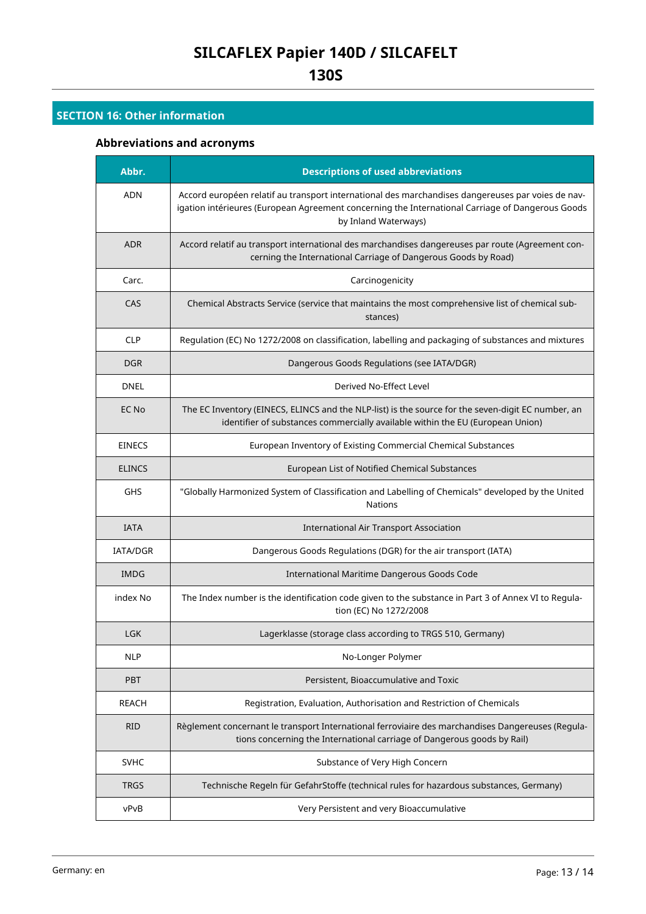## SECTION 16: Other information

### Abbreviations and acronyms

| Abbr. | Descriptions of used abbreviations |
|---|---|
| ADN | Accord européen relatif au transport international des marchandises dangereuses par voies de navigation intérieures (European Agreement concerning the International Carriage of Dangerous Goods by Inland Waterways) |
| ADR | Accord relatif au transport international des marchandises dangereuses par route (Agreement concerning the International Carriage of Dangerous Goods by Road) |
| Carc. | Carcinogenicity |
| CAS | Chemical Abstracts Service (service that maintains the most comprehensive list of chemical substances) |
| CLP | Regulation (EC) No 1272/2008 on classification, labelling and packaging of substances and mixtures |
| DGR | Dangerous Goods Regulations (see IATA/DGR) |
| DNEL | Derived No-Effect Level |
| EC No | The EC Inventory (EINECS, ELINCS and the NLP-list) is the source for the seven-digit EC number, an identifier of substances commercially available within the EU (European Union) |
| EINECS | European Inventory of Existing Commercial Chemical Substances |
| ELINCS | European List of Notified Chemical Substances |
| GHS | "Globally Harmonized System of Classification and Labelling of Chemicals" developed by the United Nations |
| IATA | International Air Transport Association |
| IATA/DGR | Dangerous Goods Regulations (DGR) for the air transport (IATA) |
| IMDG | International Maritime Dangerous Goods Code |
| index No | The Index number is the identification code given to the substance in Part 3 of Annex VI to Regulation (EC) No 1272/2008 |
| LGK | Lagerklasse (storage class according to TRGS 510, Germany) |
| NLP | No-Longer Polymer |
| PBT | Persistent, Bioaccumulative and Toxic |
| REACH | Registration, Evaluation, Authorisation and Restriction of Chemicals |
| RID | Règlement concernant le transport International ferroviaire des marchandises Dangereuses (Regulations concerning the International carriage of Dangerous goods by Rail) |
| SVHC | Substance of Very High Concern |
| TRGS | Technische Regeln für GefahrStoffe (technical rules for hazardous substances, Germany) |
| vPvB | Very Persistent and very Bioaccumulative |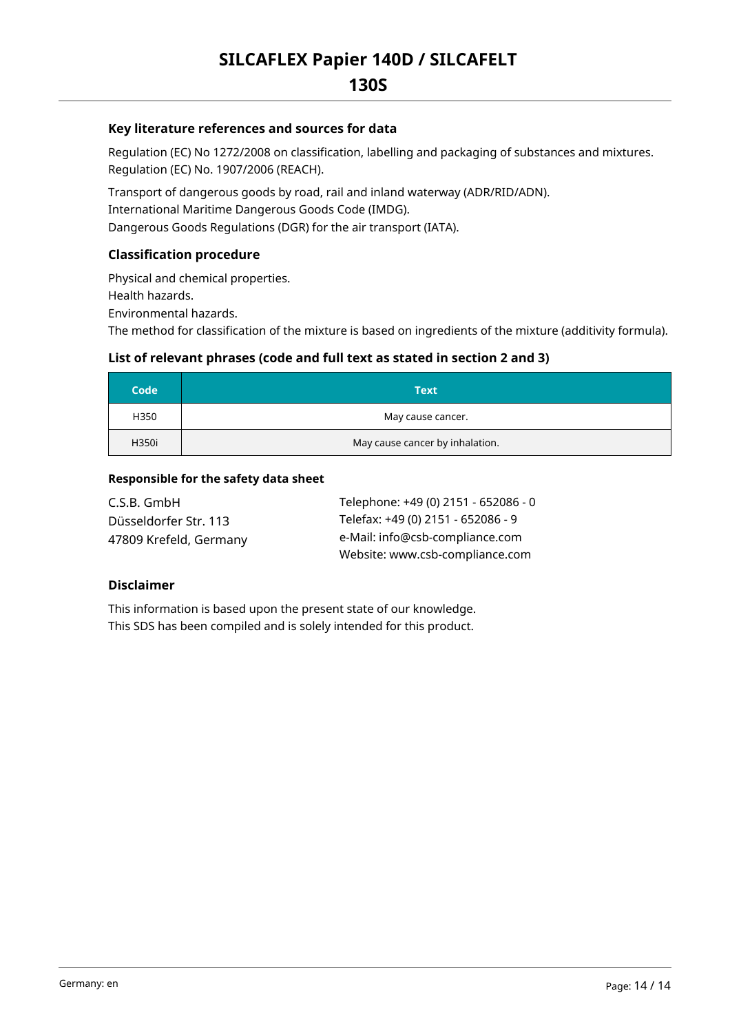### Key literature references and sources for data

Regulation (EC) No 1272/2008 on classification, labelling and packaging of substances and mixtures.
Regulation (EC) No. 1907/2006 (REACH).

Transport of dangerous goods by road, rail and inland waterway (ADR/RID/ADN).
International Maritime Dangerous Goods Code (IMDG).
Dangerous Goods Regulations (DGR) for the air transport (IATA).

### Classification procedure

Physical and chemical properties.
Health hazards.
Environmental hazards.
The method for classification of the mixture is based on ingredients of the mixture (additivity formula).

### List of relevant phrases (code and full text as stated in section 2 and 3)

| Code | Text |
|---|---|
| H350 | May cause cancer. |
| H350i | May cause cancer by inhalation. |

#### Responsible for the safety data sheet

C.S.B. GmbH
Düsseldorfer Str. 113
47809 Krefeld, Germany

Telephone: +49 (0) 2151 - 652086 - 0
Telefax: +49 (0) 2151 - 652086 - 9
e-Mail: info@csb-compliance.com
Website: www.csb-compliance.com

### Disclaimer

This information is based upon the present state of our knowledge.
This SDS has been compiled and is solely intended for this product.